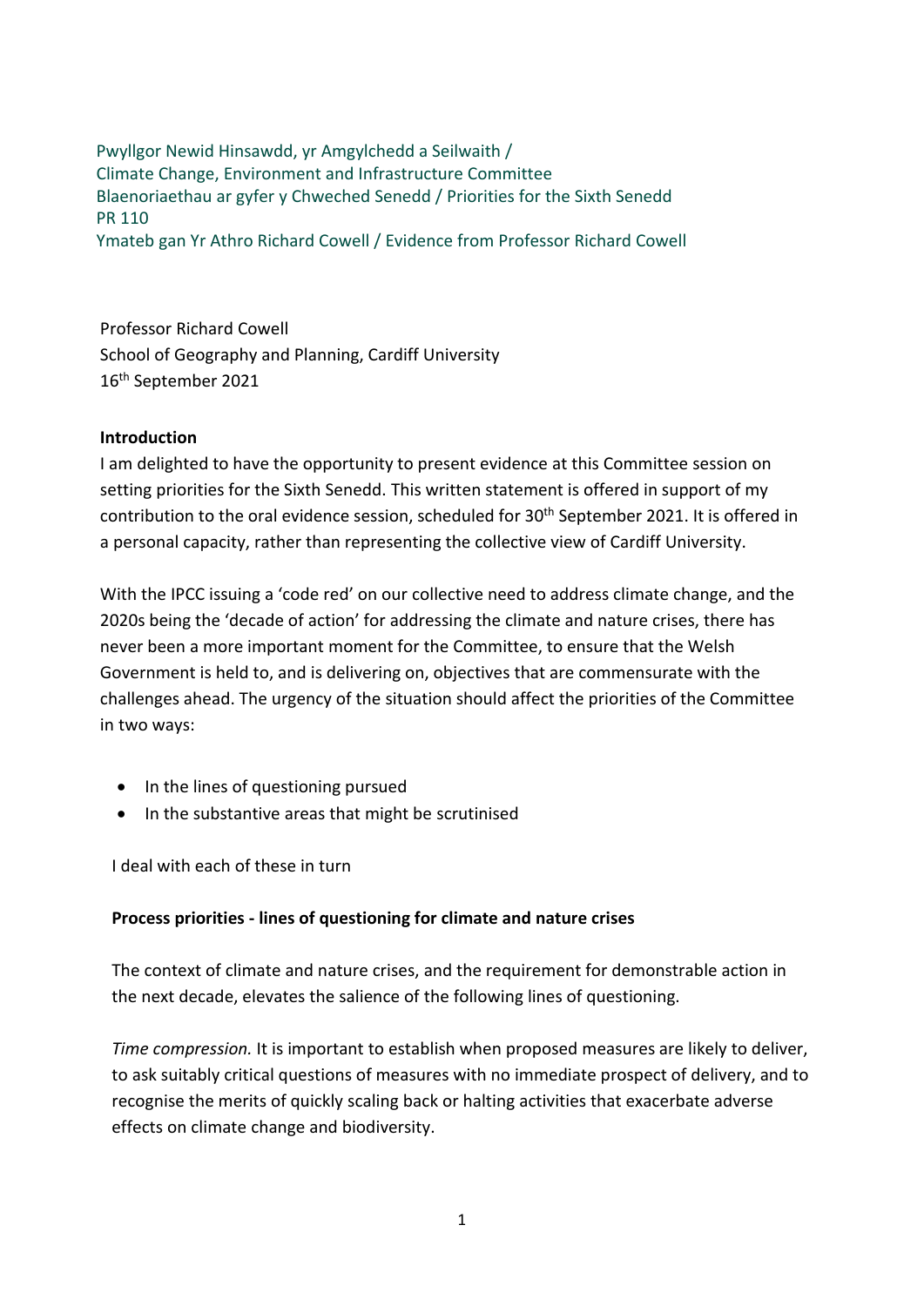Pwyllgor Newid Hinsawdd, yr Amgylchedd a Seilwaith /
Climate Change, Environment and Infrastructure Committee
Blaenoriaethau ar gyfer y Chweched Senedd / Priorities for the Sixth Senedd
PR 110
Ymateb gan Yr Athro Richard Cowell / Evidence from Professor Richard Cowell

Professor Richard Cowell
School of Geography and Planning, Cardiff University
16th September 2021

**Introduction**

I am delighted to have the opportunity to present evidence at this Committee session on setting priorities for the Sixth Senedd. This written statement is offered in support of my contribution to the oral evidence session, scheduled for 30th September 2021. It is offered in a personal capacity, rather than representing the collective view of Cardiff University.

With the IPCC issuing a 'code red' on our collective need to address climate change, and the 2020s being the 'decade of action' for addressing the climate and nature crises, there has never been a more important moment for the Committee, to ensure that the Welsh Government is held to, and is delivering on, objectives that are commensurate with the challenges ahead. The urgency of the situation should affect the priorities of the Committee in two ways:

- In the lines of questioning pursued
- In the substantive areas that might be scrutinised

I deal with each of these in turn

**Process priorities - lines of questioning for climate and nature crises**

The context of climate and nature crises, and the requirement for demonstrable action in the next decade, elevates the salience of the following lines of questioning.

*Time compression.* It is important to establish when proposed measures are likely to deliver, to ask suitably critical questions of measures with no immediate prospect of delivery, and to recognise the merits of quickly scaling back or halting activities that exacerbate adverse effects on climate change and biodiversity.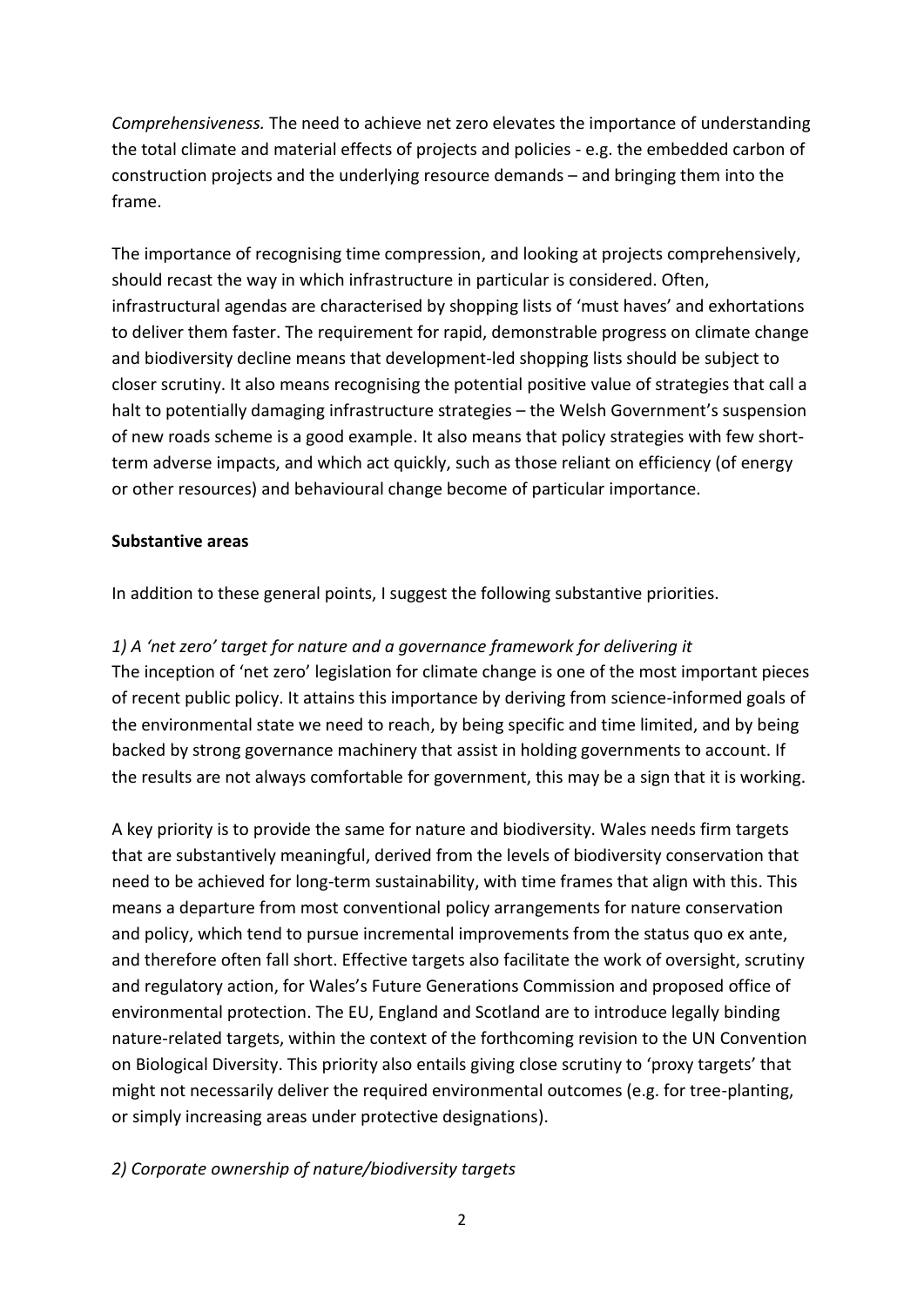*Comprehensiveness.* The need to achieve net zero elevates the importance of understanding the total climate and material effects of projects and policies - e.g. the embedded carbon of construction projects and the underlying resource demands – and bringing them into the frame.

The importance of recognising time compression, and looking at projects comprehensively, should recast the way in which infrastructure in particular is considered. Often, infrastructural agendas are characterised by shopping lists of 'must haves' and exhortations to deliver them faster. The requirement for rapid, demonstrable progress on climate change and biodiversity decline means that development-led shopping lists should be subject to closer scrutiny. It also means recognising the potential positive value of strategies that call a halt to potentially damaging infrastructure strategies – the Welsh Government's suspension of new roads scheme is a good example. It also means that policy strategies with few short-term adverse impacts, and which act quickly, such as those reliant on efficiency (of energy or other resources) and behavioural change become of particular importance.

**Substantive areas**

In addition to these general points, I suggest the following substantive priorities.

*1) A 'net zero' target for nature and a governance framework for delivering it*

The inception of 'net zero' legislation for climate change is one of the most important pieces of recent public policy. It attains this importance by deriving from science-informed goals of the environmental state we need to reach, by being specific and time limited, and by being backed by strong governance machinery that assist in holding governments to account. If the results are not always comfortable for government, this may be a sign that it is working.

A key priority is to provide the same for nature and biodiversity. Wales needs firm targets that are substantively meaningful, derived from the levels of biodiversity conservation that need to be achieved for long-term sustainability, with time frames that align with this. This means a departure from most conventional policy arrangements for nature conservation and policy, which tend to pursue incremental improvements from the status quo ex ante, and therefore often fall short. Effective targets also facilitate the work of oversight, scrutiny and regulatory action, for Wales's Future Generations Commission and proposed office of environmental protection. The EU, England and Scotland are to introduce legally binding nature-related targets, within the context of the forthcoming revision to the UN Convention on Biological Diversity. This priority also entails giving close scrutiny to 'proxy targets' that might not necessarily deliver the required environmental outcomes (e.g. for tree-planting, or simply increasing areas under protective designations).

*2) Corporate ownership of nature/biodiversity targets*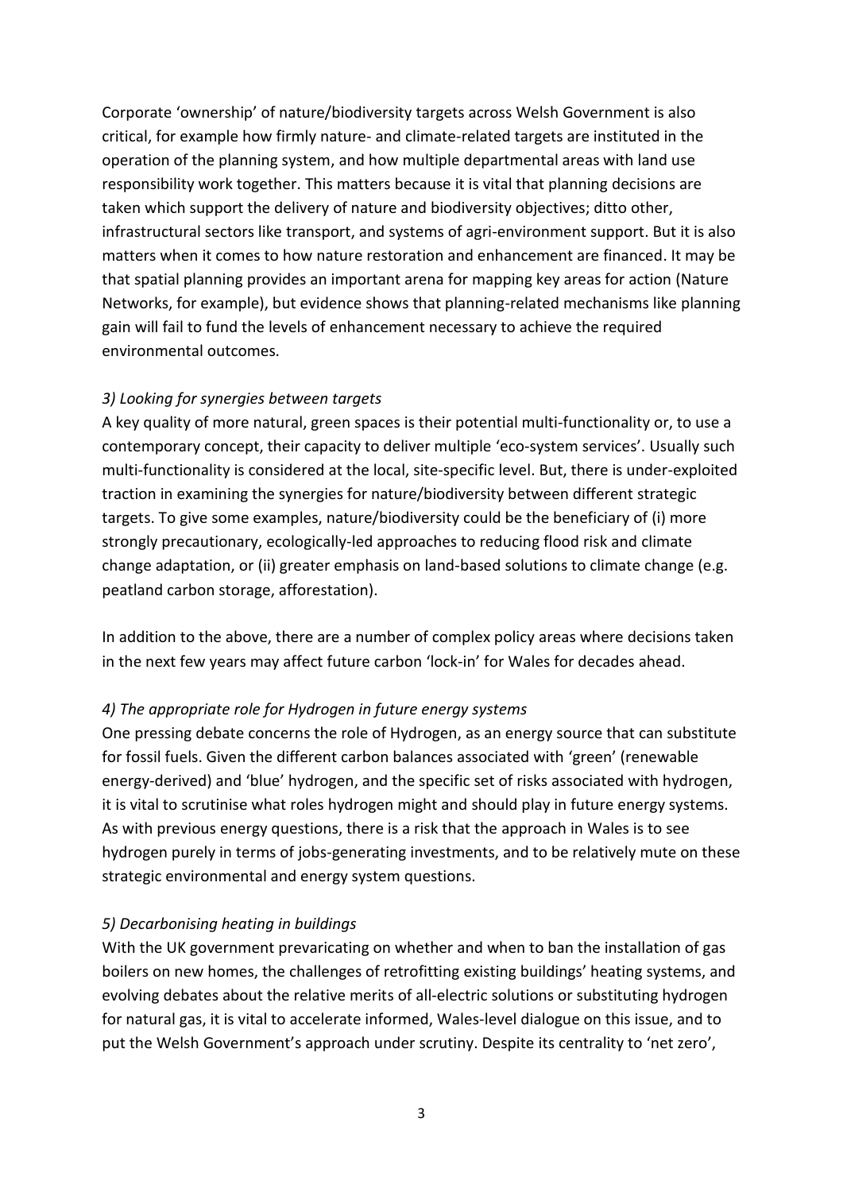Corporate 'ownership' of nature/biodiversity targets across Welsh Government is also critical, for example how firmly nature- and climate-related targets are instituted in the operation of the planning system, and how multiple departmental areas with land use responsibility work together. This matters because it is vital that planning decisions are taken which support the delivery of nature and biodiversity objectives; ditto other, infrastructural sectors like transport, and systems of agri-environment support. But it is also matters when it comes to how nature restoration and enhancement are financed. It may be that spatial planning provides an important arena for mapping key areas for action (Nature Networks, for example), but evidence shows that planning-related mechanisms like planning gain will fail to fund the levels of enhancement necessary to achieve the required environmental outcomes.

*3) Looking for synergies between targets*

A key quality of more natural, green spaces is their potential multi-functionality or, to use a contemporary concept, their capacity to deliver multiple 'eco-system services'. Usually such multi-functionality is considered at the local, site-specific level. But, there is under-exploited traction in examining the synergies for nature/biodiversity between different strategic targets. To give some examples, nature/biodiversity could be the beneficiary of (i) more strongly precautionary, ecologically-led approaches to reducing flood risk and climate change adaptation, or (ii) greater emphasis on land-based solutions to climate change (e.g. peatland carbon storage, afforestation).

In addition to the above, there are a number of complex policy areas where decisions taken in the next few years may affect future carbon 'lock-in' for Wales for decades ahead.

*4) The appropriate role for Hydrogen in future energy systems*

One pressing debate concerns the role of Hydrogen, as an energy source that can substitute for fossil fuels. Given the different carbon balances associated with 'green' (renewable energy-derived) and 'blue' hydrogen, and the specific set of risks associated with hydrogen, it is vital to scrutinise what roles hydrogen might and should play in future energy systems. As with previous energy questions, there is a risk that the approach in Wales is to see hydrogen purely in terms of jobs-generating investments, and to be relatively mute on these strategic environmental and energy system questions.

*5) Decarbonising heating in buildings*

With the UK government prevaricating on whether and when to ban the installation of gas boilers on new homes, the challenges of retrofitting existing buildings' heating systems, and evolving debates about the relative merits of all-electric solutions or substituting hydrogen for natural gas, it is vital to accelerate informed, Wales-level dialogue on this issue, and to put the Welsh Government's approach under scrutiny. Despite its centrality to 'net zero',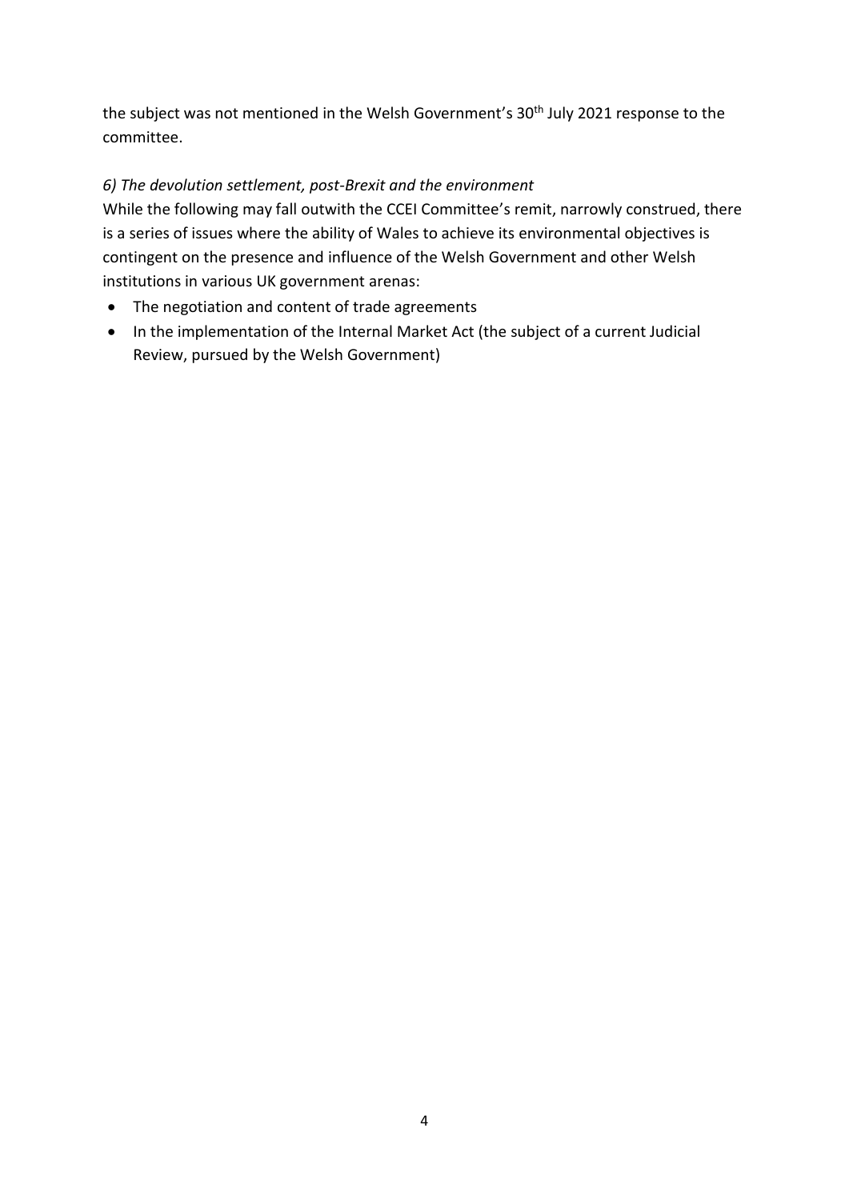the subject was not mentioned in the Welsh Government's 30th July 2021 response to the committee.

*6) The devolution settlement, post-Brexit and the environment*

While the following may fall outwith the CCEI Committee's remit, narrowly construed, there is a series of issues where the ability of Wales to achieve its environmental objectives is contingent on the presence and influence of the Welsh Government and other Welsh institutions in various UK government arenas:

- The negotiation and content of trade agreements
- In the implementation of the Internal Market Act (the subject of a current Judicial Review, pursued by the Welsh Government)